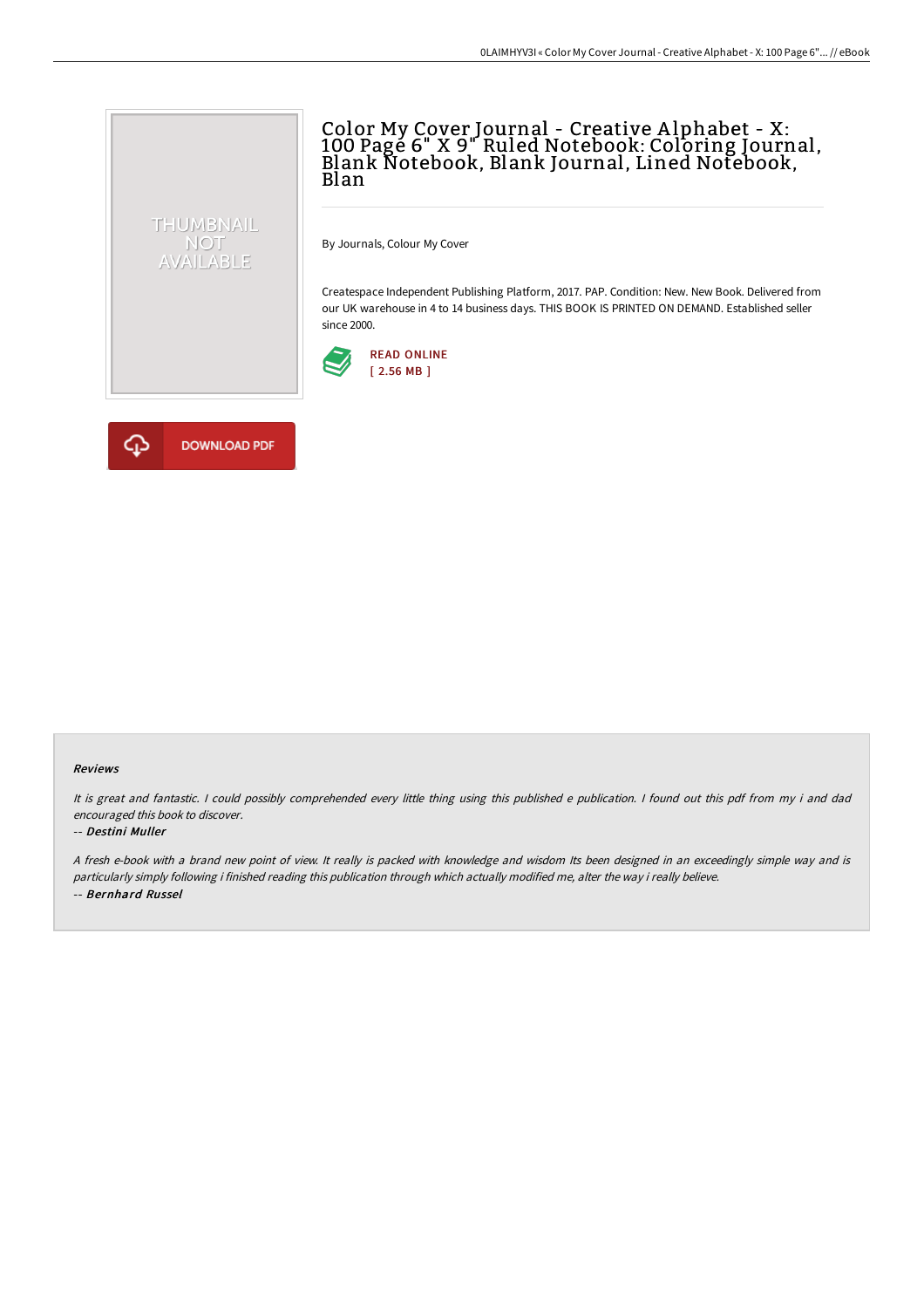# Color My Cover Journal - Creative Alphabet - X: 100 Page 6" X 9" Ruled Notebook: Coloring Journal, Blank Notebook, Blank Journal, Lined Notebook, Blan

By Journals, Colour My Cover

Createspace Independent Publishing Platform, 2017. PAP. Condition: New. New Book. Delivered from our UK warehouse in 4 to 14 business days. THIS BOOK IS PRINTED ON DEMAND. Established seller since 2000.

READ ONLINE
[ 2.56 MB ]

DOWNLOAD PDF

#### Reviews

*It is great and fantastic. I could possibly comprehended every little thing using this published e publication. I found out this pdf from my i and dad encouraged this book to discover.*

-- ***Destini Muller***

*A fresh e-book with a brand new point of view. It really is packed with knowledge and wisdom Its been designed in an exceedingly simple way and is particularly simply following i finished reading this publication through which actually modified me, alter the way i really believe.*

-- ***Bernhard Russel***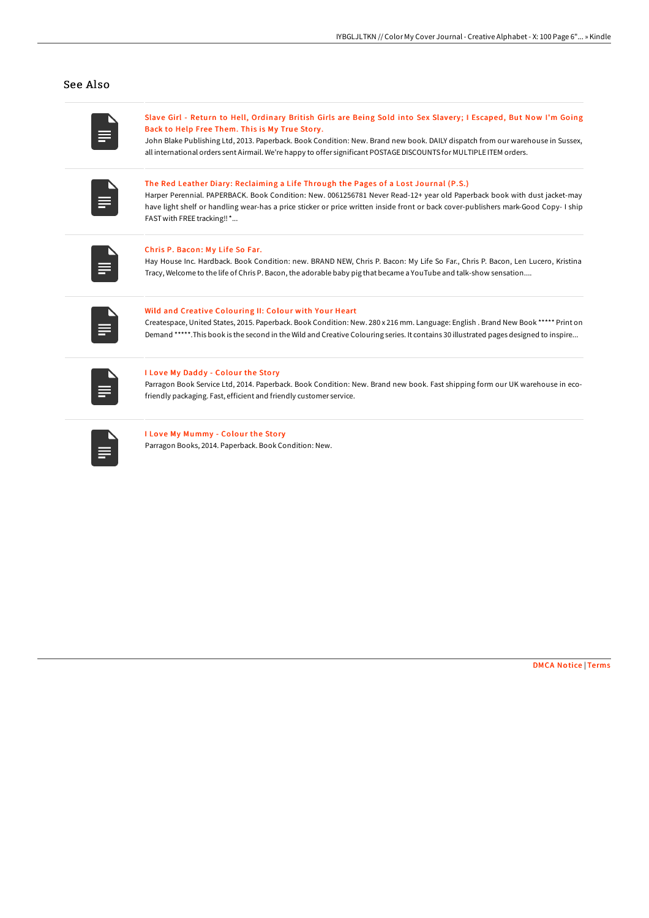## See Also

**Slave Girl - Return to Hell, Ordinary British Girls are Being Sold into Sex Slavery; I Escaped, But Now I'm Going Back to Help Free Them. This is My True Story.**

John Blake Publishing Ltd, 2013. Paperback. Book Condition: New. Brand new book. DAILY dispatch from our warehouse in Sussex, all international orders sent Airmail. We're happy to offer significant POSTAGE DISCOUNTS for MULTIPLE ITEM orders.

**The Red Leather Diary: Reclaiming a Life Through the Pages of a Lost Journal (P.S.)**

Harper Perennial. PAPERBACK. Book Condition: New. 0061256781 Never Read-12+ year old Paperback book with dust jacket-may have light shelf or handling wear-has a price sticker or price written inside front or back cover-publishers mark-Good Copy- I ship FAST with FREE tracking!! *...

**Chris P. Bacon: My Life So Far.**

Hay House Inc. Hardback. Book Condition: new. BRAND NEW, Chris P. Bacon: My Life So Far., Chris P. Bacon, Len Lucero, Kristina Tracy, Welcome to the life of Chris P. Bacon, the adorable baby pig that became a YouTube and talk-show sensation....

**Wild and Creative Colouring II: Colour with Your Heart**

Createspace, United States, 2015. Paperback. Book Condition: New. 280 x 216 mm. Language: English . Brand New Book ***** Print on Demand *****.This book is the second in the Wild and Creative Colouring series. It contains 30 illustrated pages designed to inspire...

**I Love My Daddy - Colour the Story**

Parragon Book Service Ltd, 2014. Paperback. Book Condition: New. Brand new book. Fast shipping form our UK warehouse in eco-friendly packaging. Fast, efficient and friendly customer service.

**I Love My Mummy - Colour the Story**

Parragon Books, 2014. Paperback. Book Condition: New.

DMCA Notice | Terms